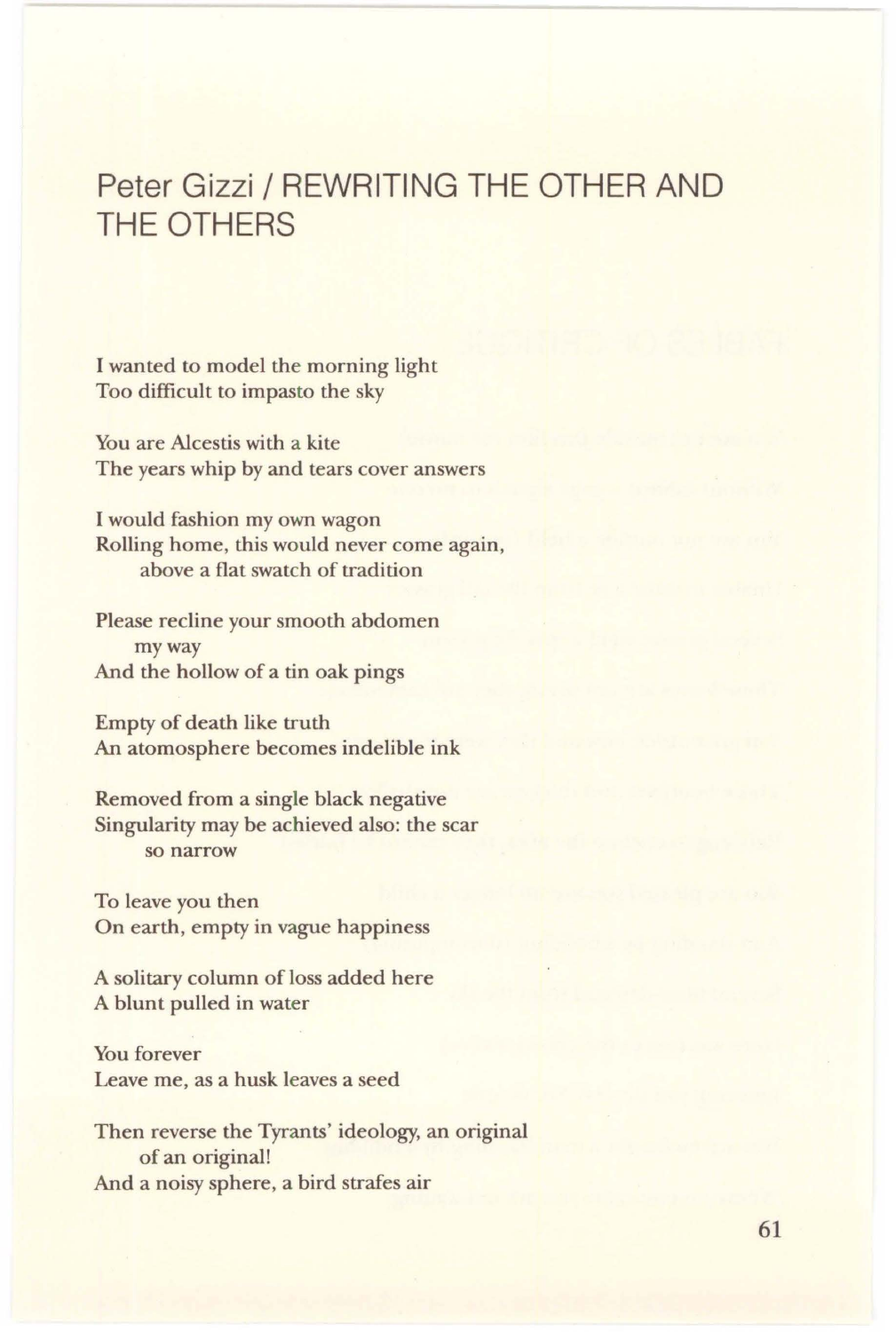# Peter Gizzi / REWRITING THE OTHER AND THE OTHERS

I wanted to model the morning light
Too difficult to impasto the sky

You are Alcestis with a kite
The years whip by and tears cover answers

I would fashion my own wagon
Rolling home, this would never come again,
        above a flat swatch of tradition

Please recline your smooth abdomen
        my way
And the hollow of a tin oak pings

Empty of death like truth
An atomosphere becomes indelible ink

Removed from a single black negative
Singularity may be achieved also: the scar
        so narrow

To leave you then
On earth, empty in vague happiness

A solitary column of loss added here
A blunt pulled in water

You forever
Leave me, as a husk leaves a seed

Then reverse the Tyrants' ideology, an original
        of an original!
And a noisy sphere, a bird strafes air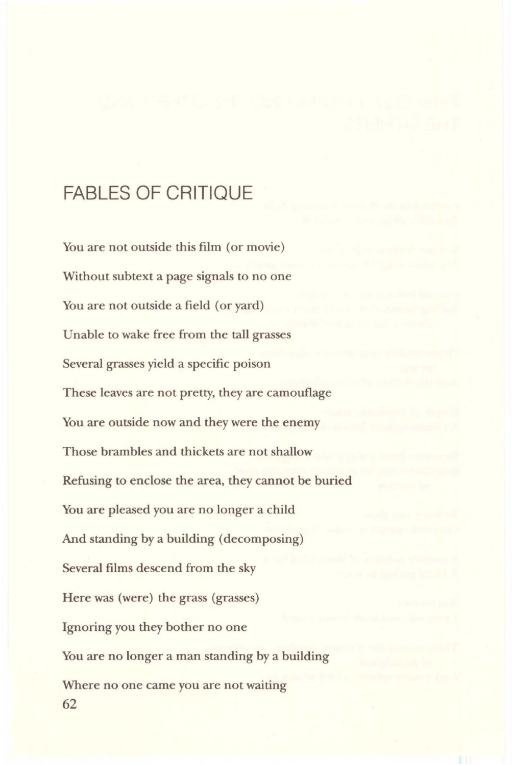# FABLES OF CRITIQUE

You are not outside this film (or movie)

Without subtext a page signals to no one

You are not outside a field (or yard)

Unable to wake free from the tall grasses

Several grasses yield a specific poison

These leaves are not pretty, they are camouflage

You are outside now and they were the enemy

Those brambles and thickets are not shallow

Refusing to enclose the area, they cannot be buried

You are pleased you are no longer a child

And standing by a building (decomposing)

Several films descend from the sky

Here was (were) the grass (grasses)

Ignoring you they bother no one

You are no longer a man standing by a building

Where no one came you are not waiting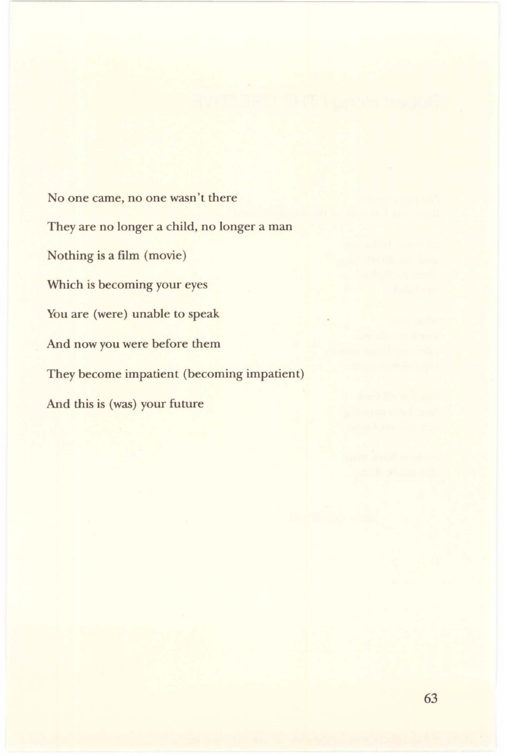No one came, no one wasn't there

They are no longer a child, no longer a man

Nothing is a film (movie)

Which is becoming your eyes

You are (were) unable to speak

And now you were before them

They become impatient (becoming impatient)

And this is (was) your future